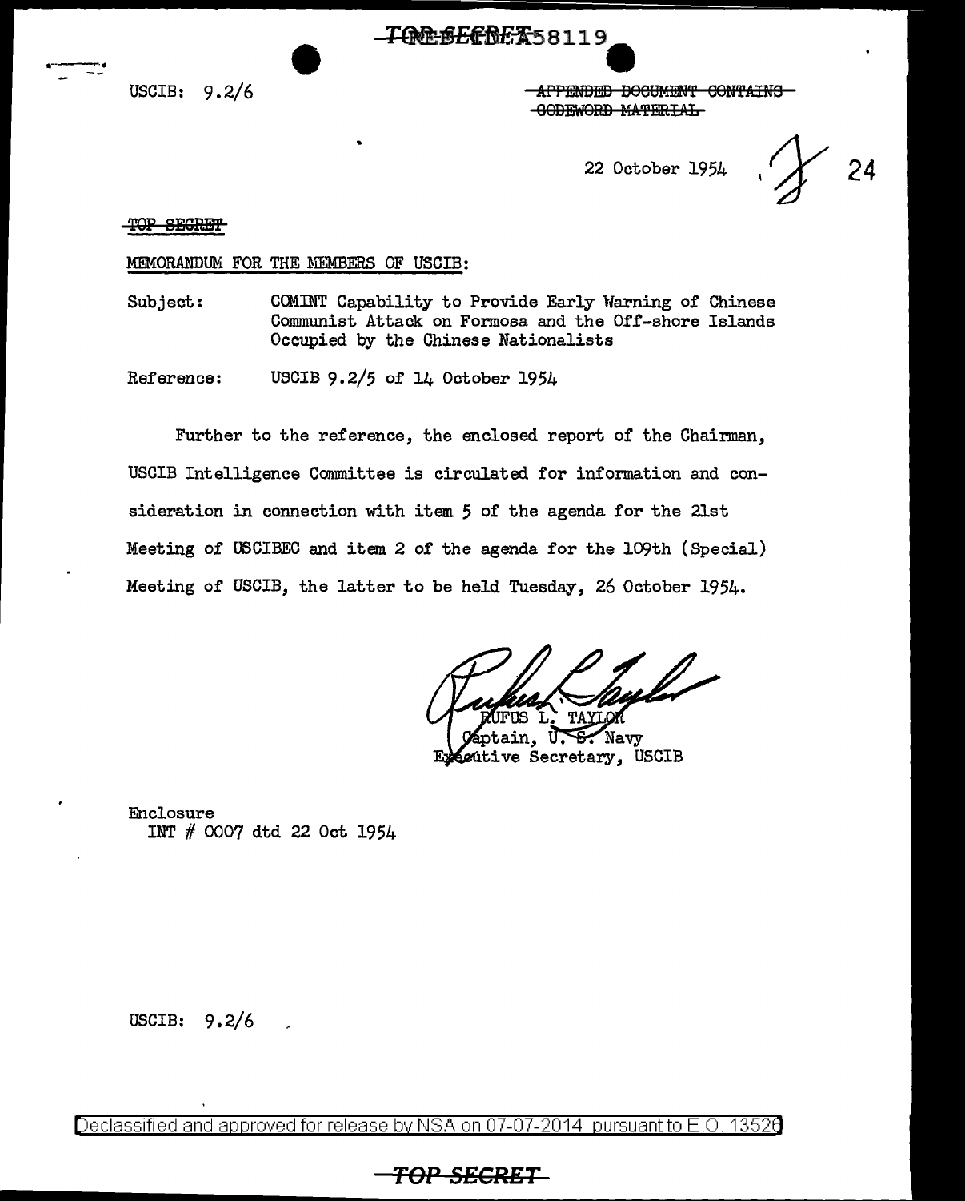TOP SECRET 58119

USCIB: 9.2/6

~~APPENDED DOCUMENT CONTAINS CODEWORD MATERIAL~~

22 October 1954

24

~~TOP SECRET~~

MEMORANDUM FOR THE MEMBERS OF USCIB:

Subject: COMINT Capability to Provide Early Warning of Chinese Communist Attack on Formosa and the Off-shore Islands Occupied by the Chinese Nationalists

Reference: USCIB 9.2/5 of 14 October 1954

Further to the reference, the enclosed report of the Chairman, USCIB Intelligence Committee is circulated for information and consideration in connection with item 5 of the agenda for the 21st Meeting of USCIBEC and item 2 of the agenda for the 109th (Special) Meeting of USCIB, the latter to be held Tuesday, 26 October 1954.

RUFUS L. TAYLOR
Captain, U. S. Navy
Executive Secretary, USCIB

Enclosure
INT # 0007 dtd 22 Oct 1954

USCIB: 9.2/6

Declassified and approved for release by NSA on 07-07-2014 pursuant to E.O. 13526

~~TOP SECRET~~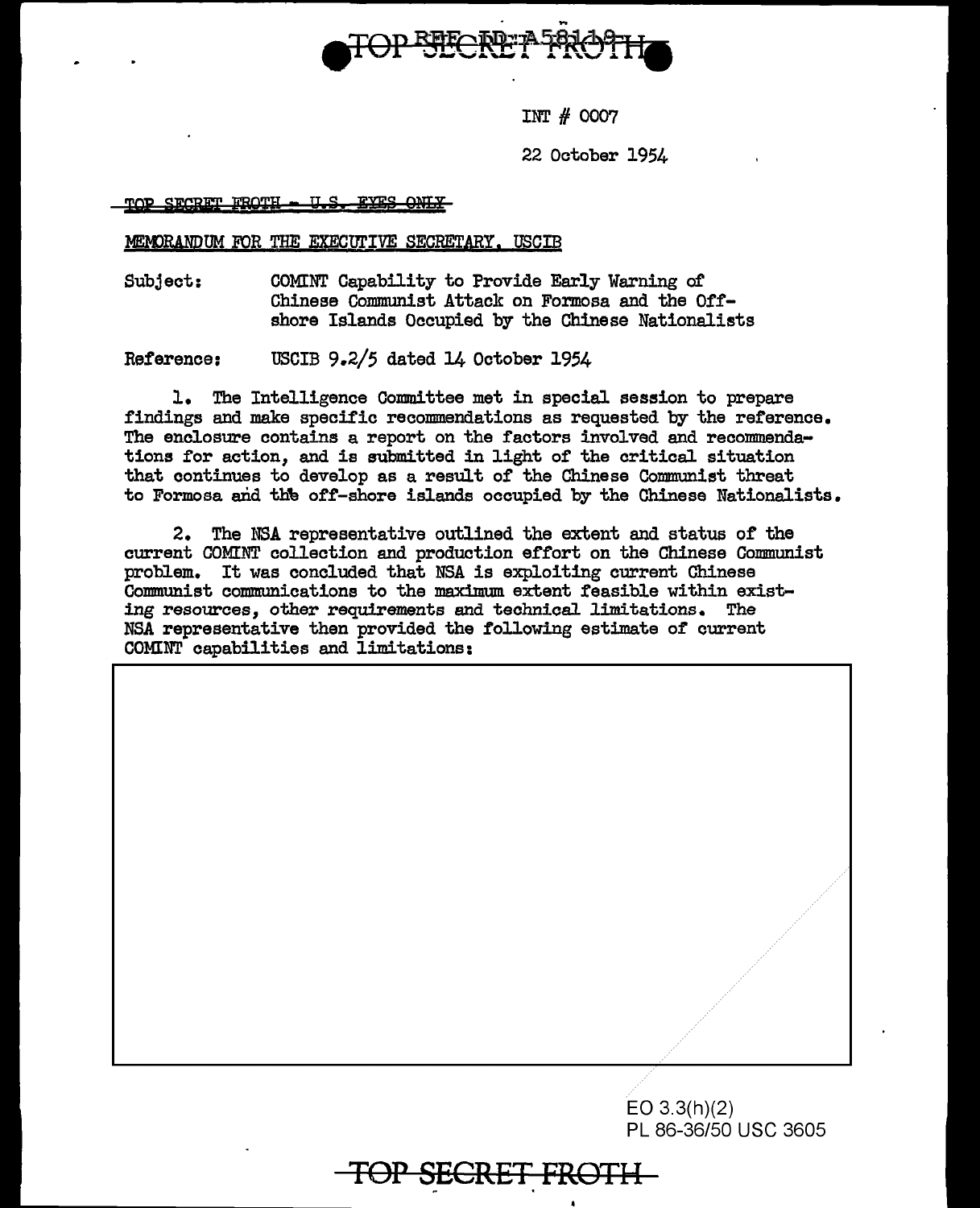INT # 0007

22 October 1954

~~TOP SECRET FROTH - U.S. EYES ONLY~~

MEMORANDUM FOR THE EXECUTIVE SECRETARY, USCIB

Subject: COMINT Capability to Provide Early Warning of Chinese Communist Attack on Formosa and the Off-shore Islands Occupied by the Chinese Nationalists

Reference: USCIB 9.2/5 dated 14 October 1954

1. The Intelligence Committee met in special session to prepare findings and make specific recommendations as requested by the reference. The enclosure contains a report on the factors involved and recommendations for action, and is submitted in light of the critical situation that continues to develop as a result of the Chinese Communist threat to Formosa and the off-shore islands occupied by the Chinese Nationalists.

2. The NSA representative outlined the extent and status of the current COMINT collection and production effort on the Chinese Communist problem. It was concluded that NSA is exploiting current Chinese Communist communications to the maximum extent feasible within existing resources, other requirements and technical limitations. The NSA representative then provided the following estimate of current COMINT capabilities and limitations:

EO 3.3(h)(2)
PL 86-36/50 USC 3605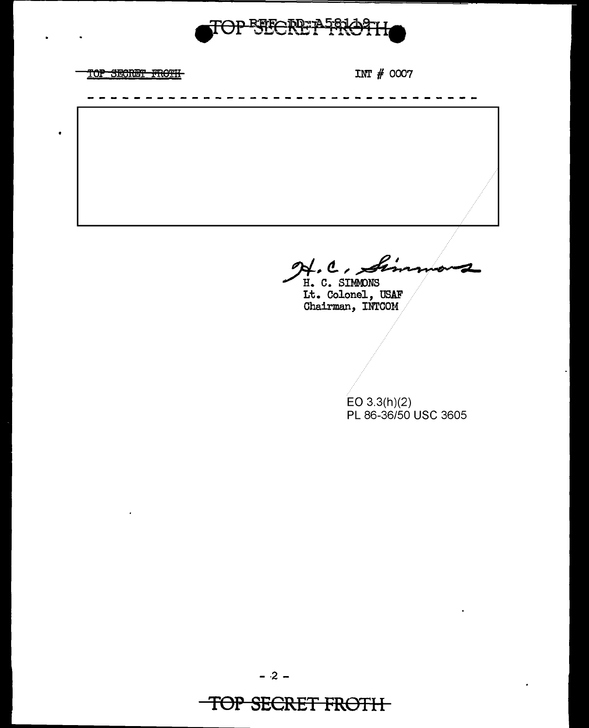TOP SECRET FROTH

INT # 0007

- - - - - - - - - - - - - - - - - - - - - - - - - - - - - - - - - -

H. C. Simmons

H. C. SIMMONS
Lt. Colonel, USAF
Chairman, INTCOM

EO 3.3(h)(2)
PL 86-36/50 USC 3605

TOP SECRET FROTH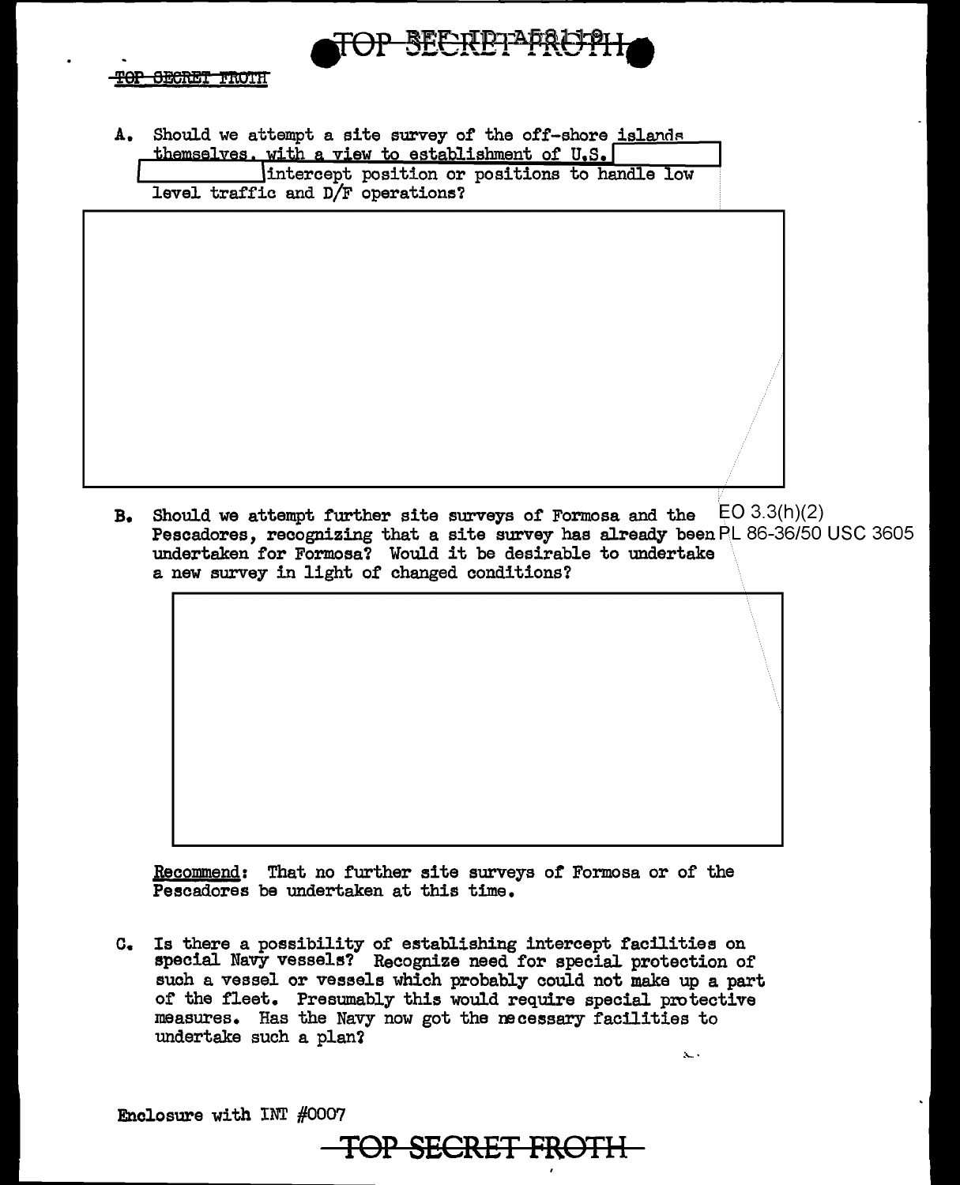A. Should we attempt a site survey of the off-shore islands themselves, with a view to establishment of U.S. [redacted] intercept position or positions to handle low level traffic and D/F operations?

[redacted]

B. Should we attempt further site surveys of Formosa and the Pescadores, recognizing that a site survey has already been undertaken for Formosa? Would it be desirable to undertake a new survey in light of changed conditions?

EO 3.3(h)(2)
PL 86-36/50 USC 3605

[redacted]

Recommend: That no further site surveys of Formosa or of the Pescadores be undertaken at this time.

C. Is there a possibility of establishing intercept facilities on special Navy vessels? Recognize need for special protection of such a vessel or vessels which probably could not make up a part of the fleet. Presumably this would require special protective measures. Has the Navy now got the necessary facilities to undertake such a plan?

Enclosure with INT #0007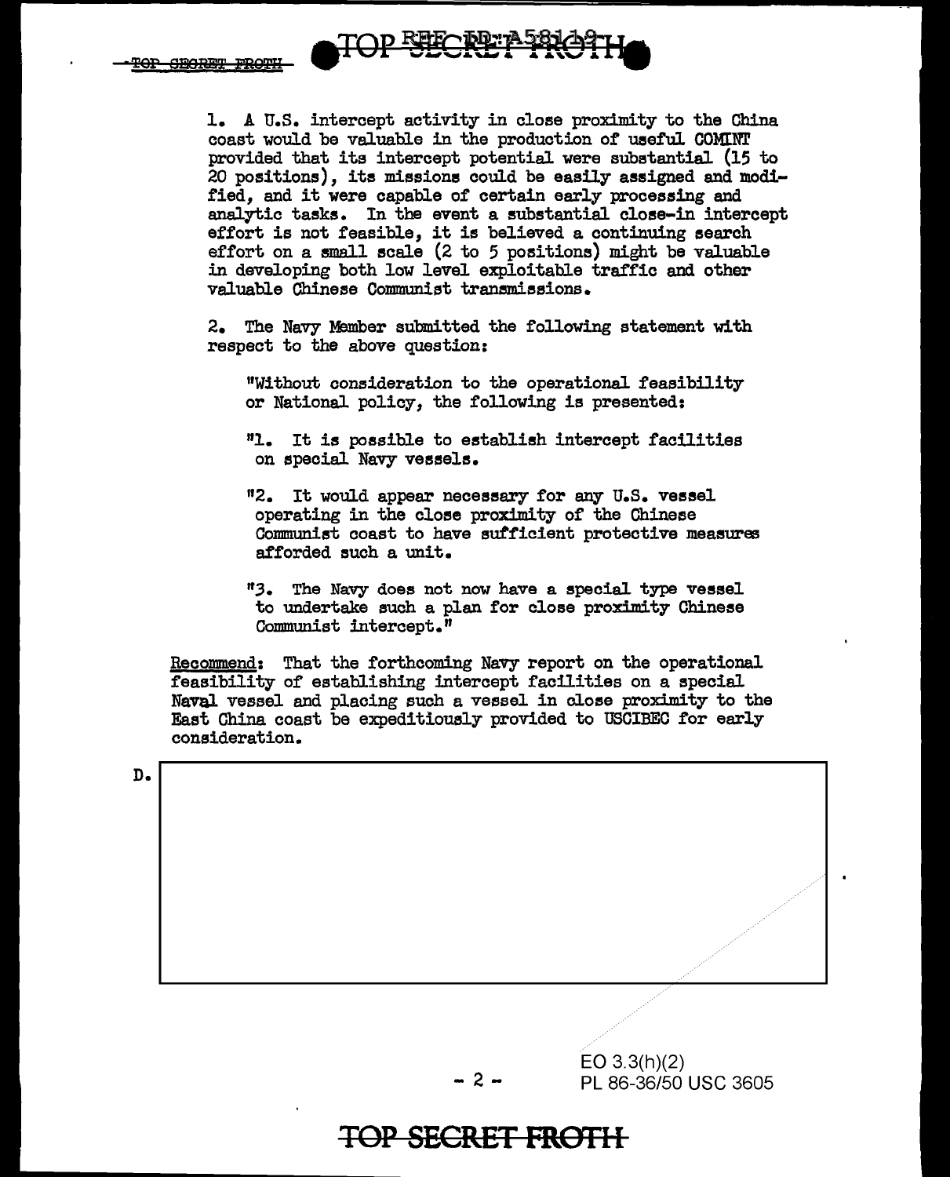1. A U.S. intercept activity in close proximity to the China coast would be valuable in the production of useful COMINT provided that its intercept potential were substantial (15 to 20 positions), its missions could be easily assigned and modified, and it were capable of certain early processing and analytic tasks. In the event a substantial close-in intercept effort is not feasible, it is believed a continuing search effort on a small scale (2 to 5 positions) might be valuable in developing both low level exploitable traffic and other valuable Chinese Communist transmissions.

2. The Navy Member submitted the following statement with respect to the above question:

> "Without consideration to the operational feasibility or National policy, the following is presented:
>
> "1. It is possible to establish intercept facilities on special Navy vessels.
>
> "2. It would appear necessary for any U.S. vessel operating in the close proximity of the Chinese Communist coast to have sufficient protective measures afforded such a unit.
>
> "3. The Navy does not now have a special type vessel to undertake such a plan for close proximity Chinese Communist intercept."

Recommend: That the forthcoming Navy report on the operational feasibility of establishing intercept facilities on a special Naval vessel and placing such a vessel in close proximity to the East China coast be expeditiously provided to USCIBEC for early consideration.

D. [redacted]

EO 3.3(h)(2)
PL 86-36/50 USC 3605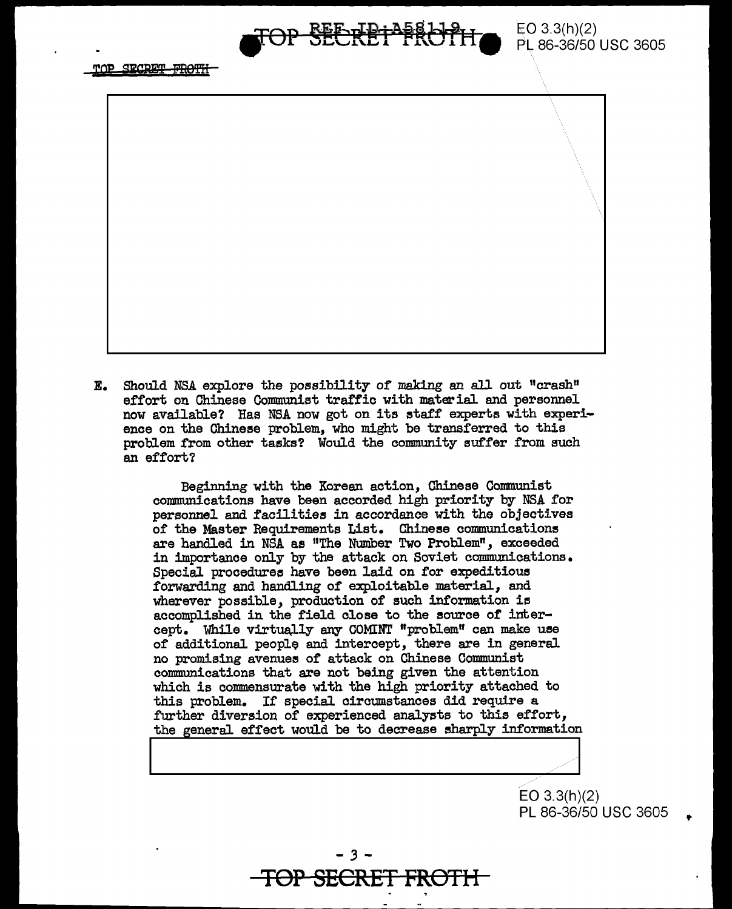E. Should NSA explore the possibility of making an all out "crash" effort on Chinese Communist traffic with material and personnel now available? Has NSA now got on its staff experts with experience on the Chinese problem, who might be transferred to this problem from other tasks? Would the community suffer from such an effort?

Beginning with the Korean action, Chinese Communist communications have been accorded high priority by NSA for personnel and facilities in accordance with the objectives of the Master Requirements List. Chinese communications are handled in NSA as "The Number Two Problem", exceeded in importance only by the attack on Soviet communications. Special procedures have been laid on for expeditious forwarding and handling of exploitable material, and wherever possible, production of such information is accomplished in the field close to the source of intercept. While virtually any COMINT "problem" can make use of additional people and intercept, there are in general no promising avenues of attack on Chinese Communist communications that are not being given the attention which is commensurate with the high priority attached to this problem. If special circumstances did require a further diversion of experienced analysts to this effort, the general effect would be to decrease sharply information

EO 3.3(h)(2)
PL 86-36/50 USC 3605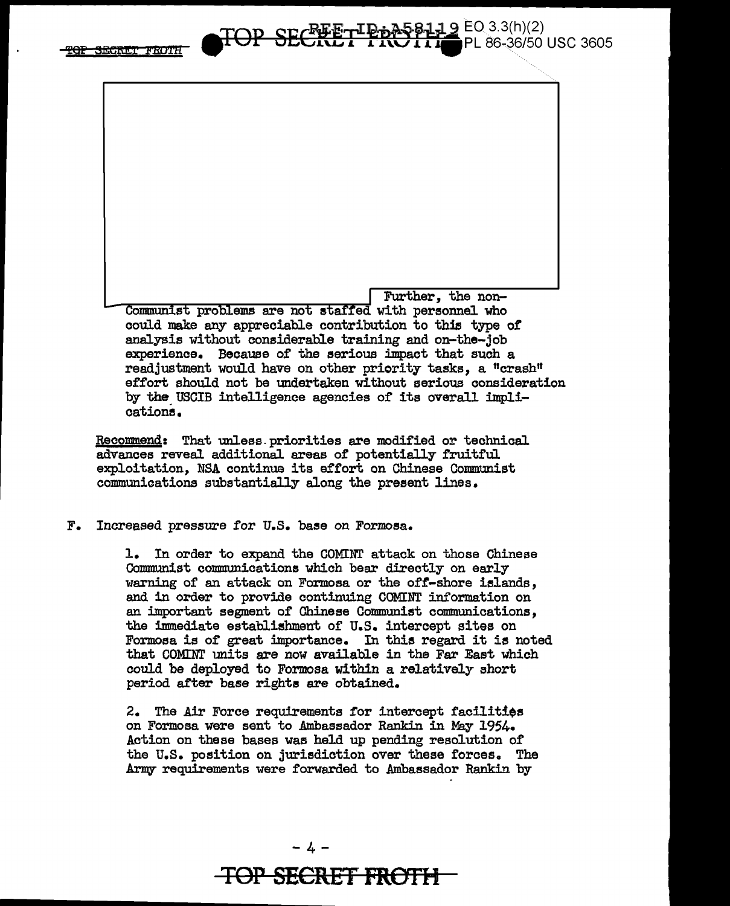Further, the non-Communist problems are not staffed with personnel who could make any appreciable contribution to this type of analysis without considerable training and on-the-job experience. Because of the serious impact that such a readjustment would have on other priority tasks, a "crash" effort should not be undertaken without serious consideration by the USCIB intelligence agencies of its overall implications.

Recommend: That unless priorities are modified or technical advances reveal additional areas of potentially fruitful exploitation, NSA continue its effort on Chinese Communist communications substantially along the present lines.

F. Increased pressure for U.S. base on Formosa.

1. In order to expand the COMINT attack on those Chinese Communist communications which bear directly on early warning of an attack on Formosa or the off-shore islands, and in order to provide continuing COMINT information on an important segment of Chinese Communist communications, the immediate establishment of U.S. intercept sites on Formosa is of great importance. In this regard it is noted that COMINT units are now available in the Far East which could be deployed to Formosa within a relatively short period after base rights are obtained.

2. The Air Force requirements for intercept facilities on Formosa were sent to Ambassador Rankin in May 1954. Action on these bases was held up pending resolution of the U.S. position on jurisdiction over these forces. The Army requirements were forwarded to Ambassador Rankin by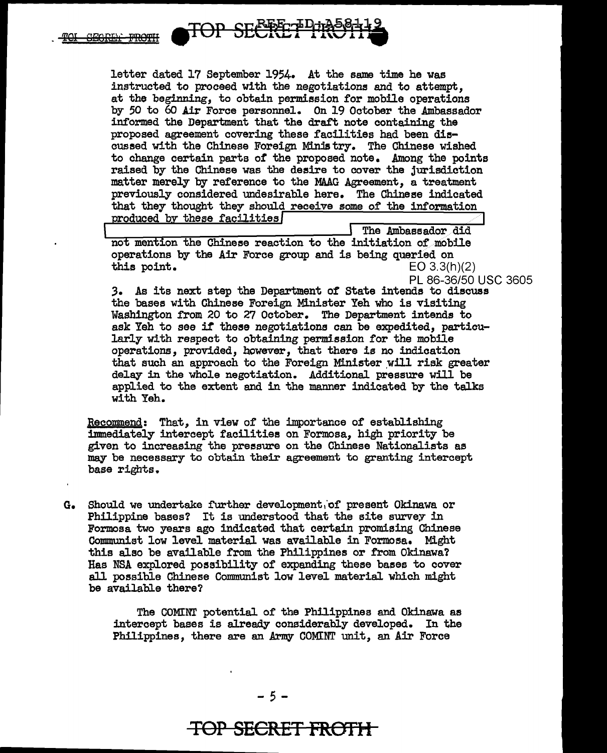letter dated 17 September 1954. At the same time he was instructed to proceed with the negotiations and to attempt, at the beginning, to obtain permission for mobile operations by 50 to 60 Air Force personnel. On 19 October the Ambassador informed the Department that the draft note containing the proposed agreement covering these facilities had been discussed with the Chinese Foreign Ministry. The Chinese wished to change certain parts of the proposed note. Among the points raised by the Chinese was the desire to cover the jurisdiction matter merely by reference to the MAAG Agreement, a treatment previously considered undesirable here. The Chinese indicated that they thought they should receive some of the information produced by these facilities [ ] The Ambassador did not mention the Chinese reaction to the initiation of mobile operations by the Air Force group and is being queried on this point.

EO 3.3(h)(2)
PL 86-36/50 USC 3605

3. As its next step the Department of State intends to discuss the bases with Chinese Foreign Minister Yeh who is visiting Washington from 20 to 27 October. The Department intends to ask Yeh to see if these negotiations can be expedited, particularly with respect to obtaining permission for the mobile operations, provided, however, that there is no indication that such an approach to the Foreign Minister will risk greater delay in the whole negotiation. Additional pressure will be applied to the extent and in the manner indicated by the talks with Yeh.

Recommend: That, in view of the importance of establishing immediately intercept facilities on Formosa, high priority be given to increasing the pressure on the Chinese Nationalists as may be necessary to obtain their agreement to granting intercept base rights.

G. Should we undertake further development of present Okinawa or Philippine bases? It is understood that the site survey in Formosa two years ago indicated that certain promising Chinese Communist low level material was available in Formosa. Might this also be available from the Philippines or from Okinawa? Has NSA explored possibility of expanding these bases to cover all possible Chinese Communist low level material which might be available there?

The COMINT potential of the Philippines and Okinawa as intercept bases is already considerably developed. In the Philippines, there are an Army COMINT unit, an Air Force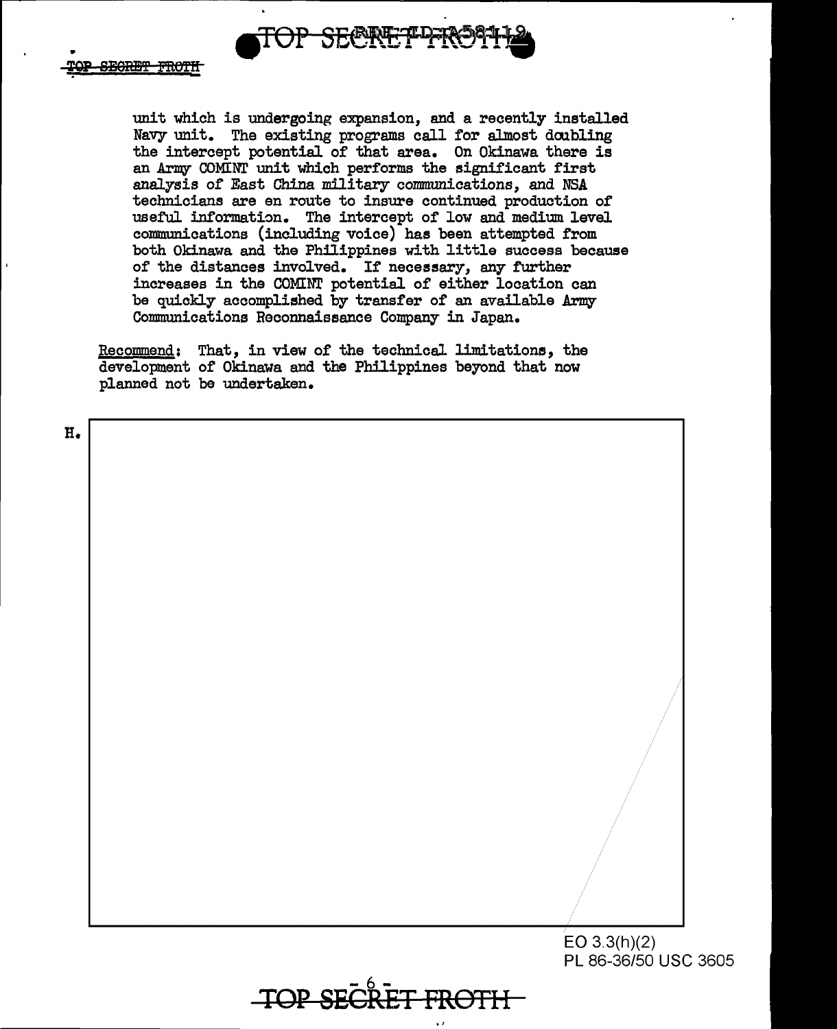unit which is undergoing expansion, and a recently installed Navy unit. The existing programs call for almost doubling the intercept potential of that area. On Okinawa there is an Army COMINT unit which performs the significant first analysis of East China military communications, and NSA technicians are en route to insure continued production of useful information. The intercept of low and medium level communications (including voice) has been attempted from both Okinawa and the Philippines with little success because of the distances involved. If necessary, any further increases in the COMINT potential of either location can be quickly accomplished by transfer of an available Army Communications Reconnaissance Company in Japan.

Recommend: That, in view of the technical limitations, the development of Okinawa and the Philippines beyond that now planned not be undertaken.

H.

EO 3.3(h)(2)
PL 86-36/50 USC 3605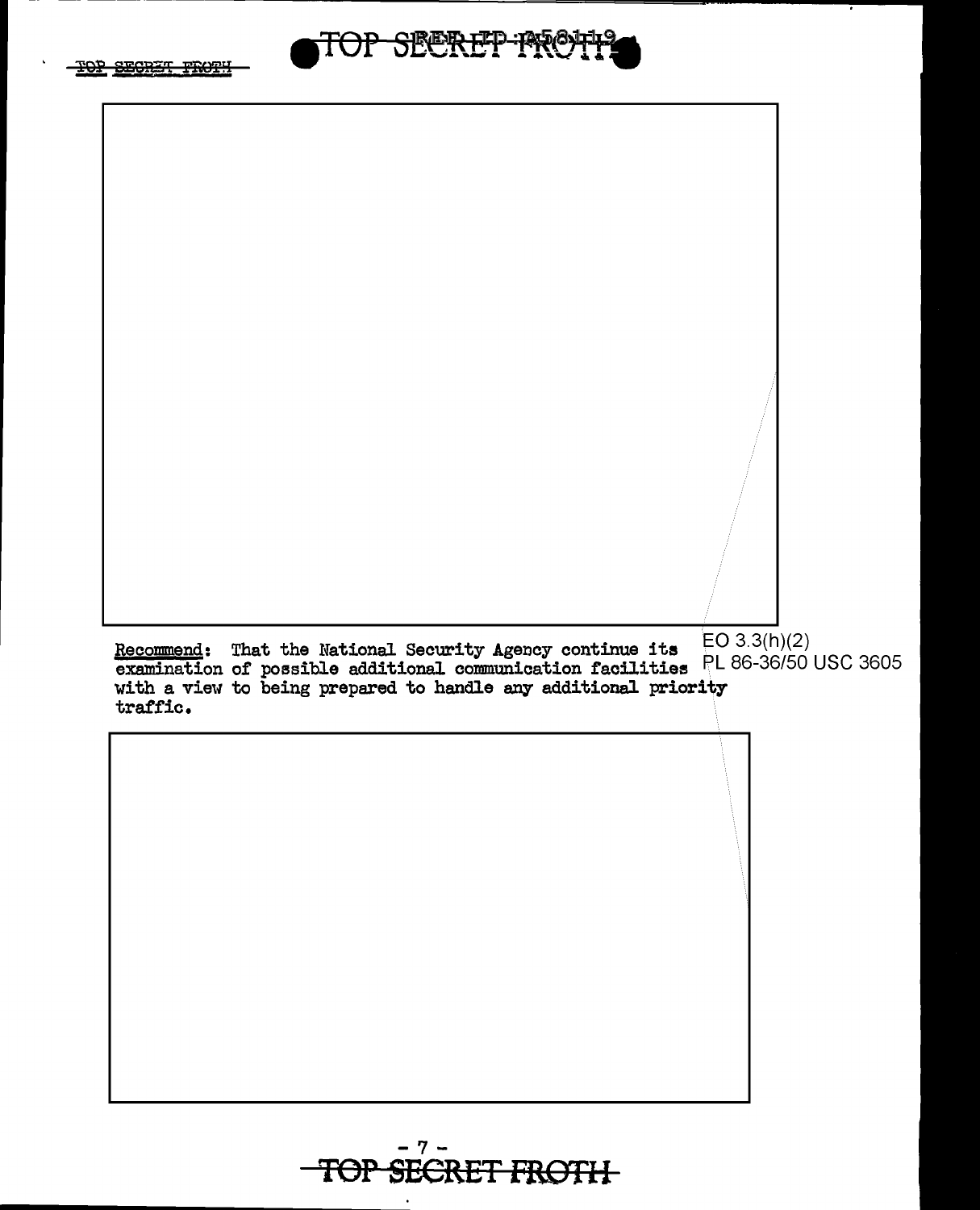**Recommend**: That the National Security Agency continue its examination of possible additional communication facilities with a view to being prepared to handle any additional priority traffic.

EO 3.3(h)(2)
PL 86-36/50 USC 3605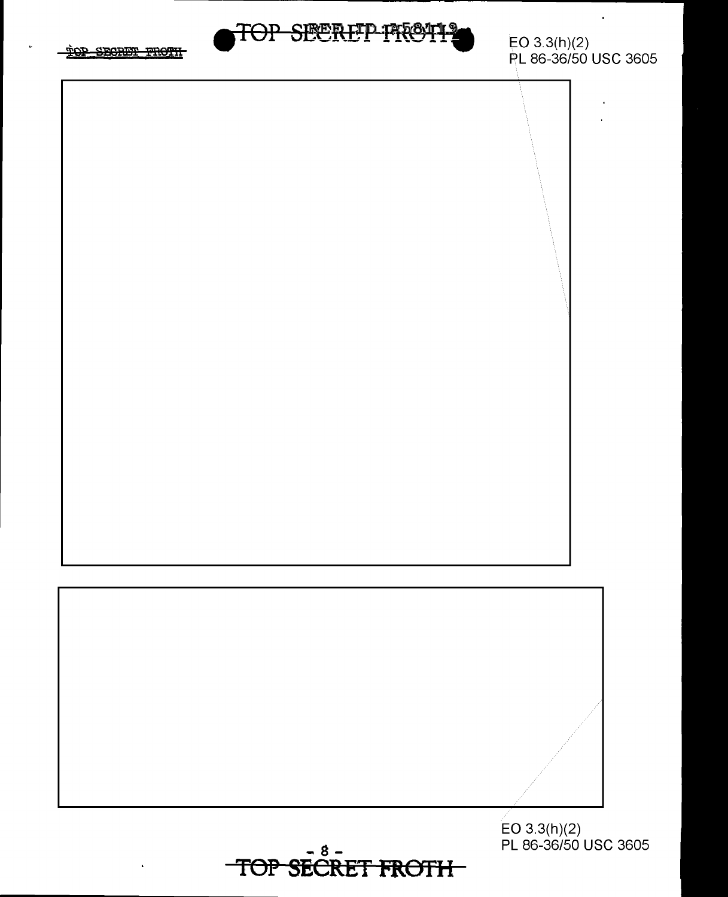EO 3.3(h)(2)
PL 86-36/50 USC 3605

EO 3.3(h)(2)
PL 86-36/50 USC 3605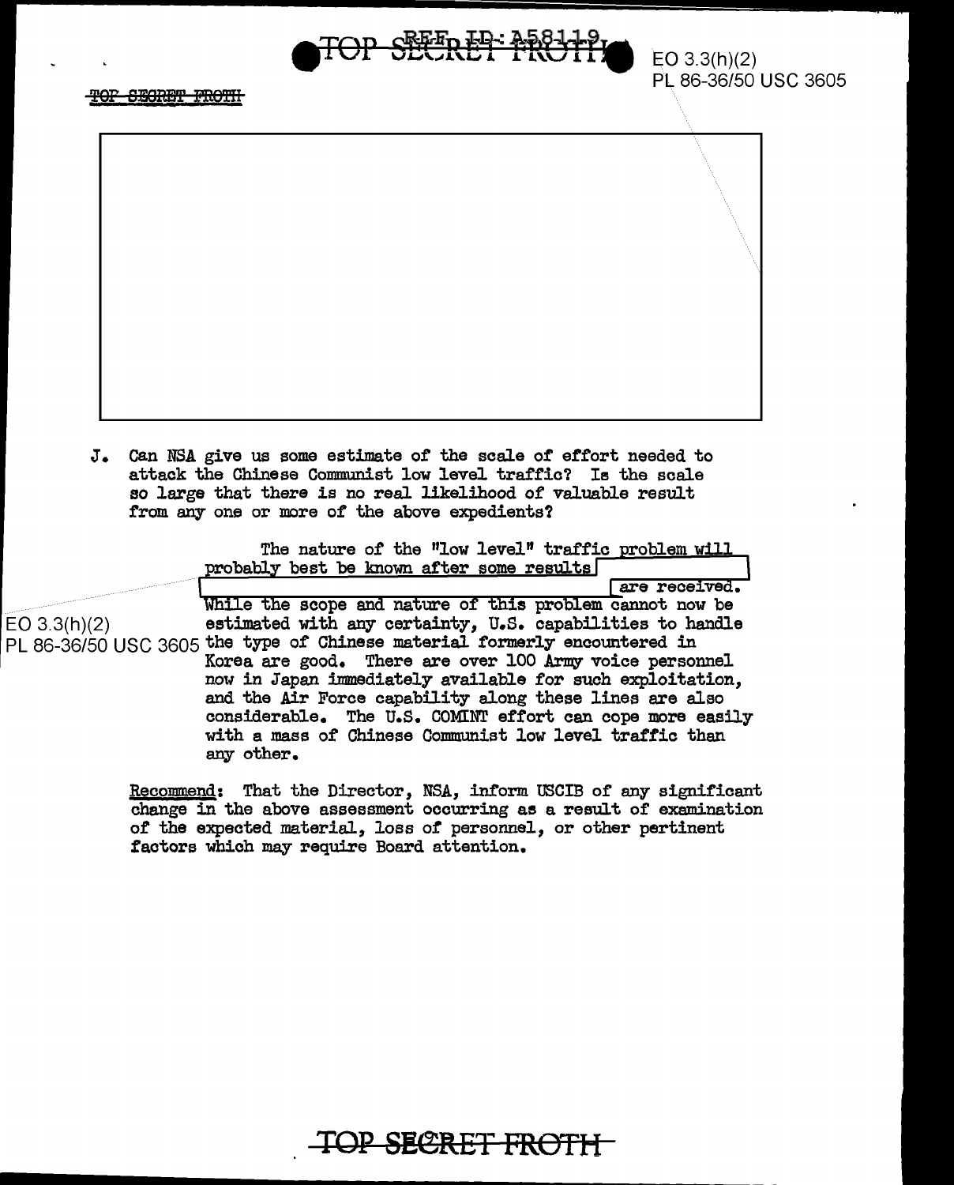J. Can NSA give us some estimate of the scale of effort needed to attack the Chinese Communist low level traffic? Is the scale so large that there is no real likelihood of valuable result from any one or more of the above expedients?

The nature of the "low level" traffic problem will probably best be known after some results [ ] are received. While the scope and nature of this problem cannot now be estimated with any certainty, U.S. capabilities to handle the type of Chinese material formerly encountered in Korea are good. There are over 100 Army voice personnel now in Japan immediately available for such exploitation, and the Air Force capability along these lines are also considerable. The U.S. COMINT effort can cope more easily with a mass of Chinese Communist low level traffic than any other.

Recommend: That the Director, NSA, inform USCIB of any significant change in the above assessment occurring as a result of examination of the expected material, loss of personnel, or other pertinent factors which may require Board attention.